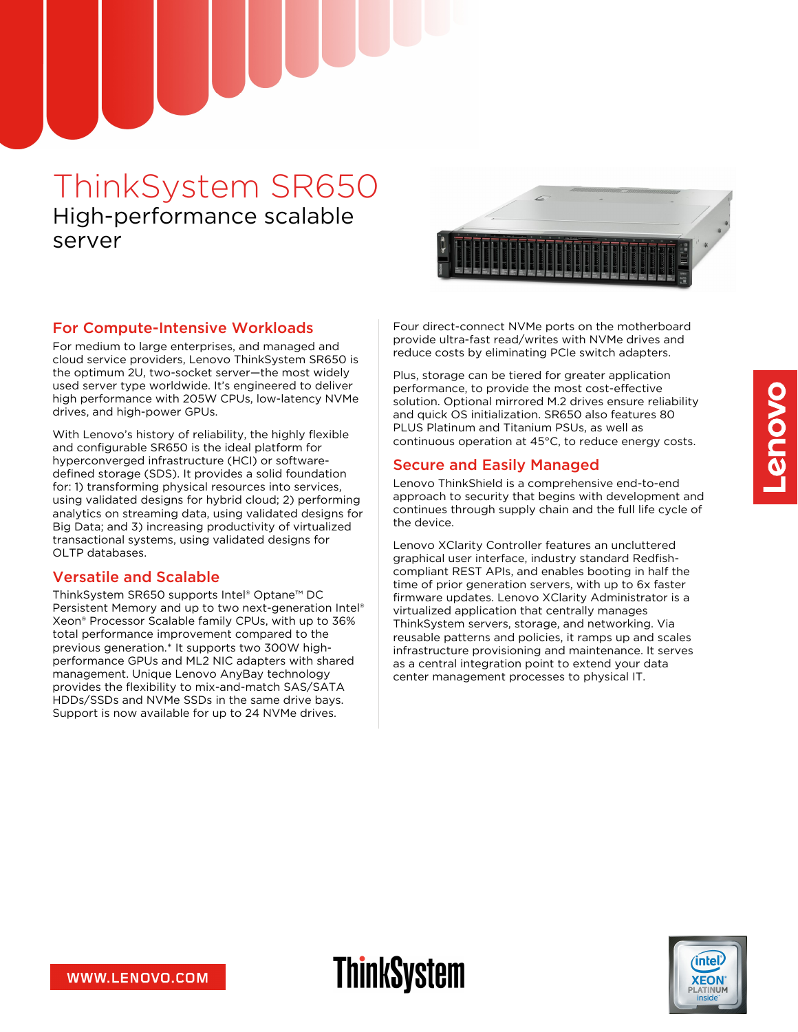# ThinkSystem SR650

High-performance scalable server

## For Compute-Intensive Workloads

For medium to large enterprises, and managed and cloud service providers, Lenovo ThinkSystem SR650 is the optimum 2U, two-socket server—the most widely used server type worldwide. It's engineered to deliver high performance with 205W CPUs, low-latency NVMe drives, and high-power GPUs.

With Lenovo's history of reliability, the highly flexible and configurable SR650 is the ideal platform for hyperconverged infrastructure (HCI) or software-defined storage (SDS). It provides a solid foundation for: 1) transforming physical resources into services, using validated designs for hybrid cloud; 2) performing analytics on streaming data, using validated designs for Big Data; and 3) increasing productivity of virtualized transactional systems, using validated designs for OLTP databases.

## Versatile and Scalable

ThinkSystem SR650 supports Intel® Optane™ DC Persistent Memory and up to two next-generation Intel® Xeon® Processor Scalable family CPUs, with up to 36% total performance improvement compared to the previous generation.* It supports two 300W high-performance GPUs and ML2 NIC adapters with shared management. Unique Lenovo AnyBay technology provides the flexibility to mix-and-match SAS/SATA HDDs/SSDs and NVMe SSDs in the same drive bays. Support is now available for up to 24 NVMe drives.

Four direct-connect NVMe ports on the motherboard provide ultra-fast read/writes with NVMe drives and reduce costs by eliminating PCIe switch adapters.

Plus, storage can be tiered for greater application performance, to provide the most cost-effective solution. Optional mirrored M.2 drives ensure reliability and quick OS initialization. SR650 also features 80 PLUS Platinum and Titanium PSUs, as well as continuous operation at 45°C, to reduce energy costs.

## Secure and Easily Managed

Lenovo ThinkShield is a comprehensive end-to-end approach to security that begins with development and continues through supply chain and the full life cycle of the device.

Lenovo XClarity Controller features an uncluttered graphical user interface, industry standard Redfish-compliant REST APIs, and enables booting in half the time of prior generation servers, with up to 6x faster firmware updates. Lenovo XClarity Administrator is a virtualized application that centrally manages ThinkSystem servers, storage, and networking. Via reusable patterns and policies, it ramps up and scales infrastructure provisioning and maintenance. It serves as a central integration point to extend your data center management processes to physical IT.

WWW.LENOVO.COM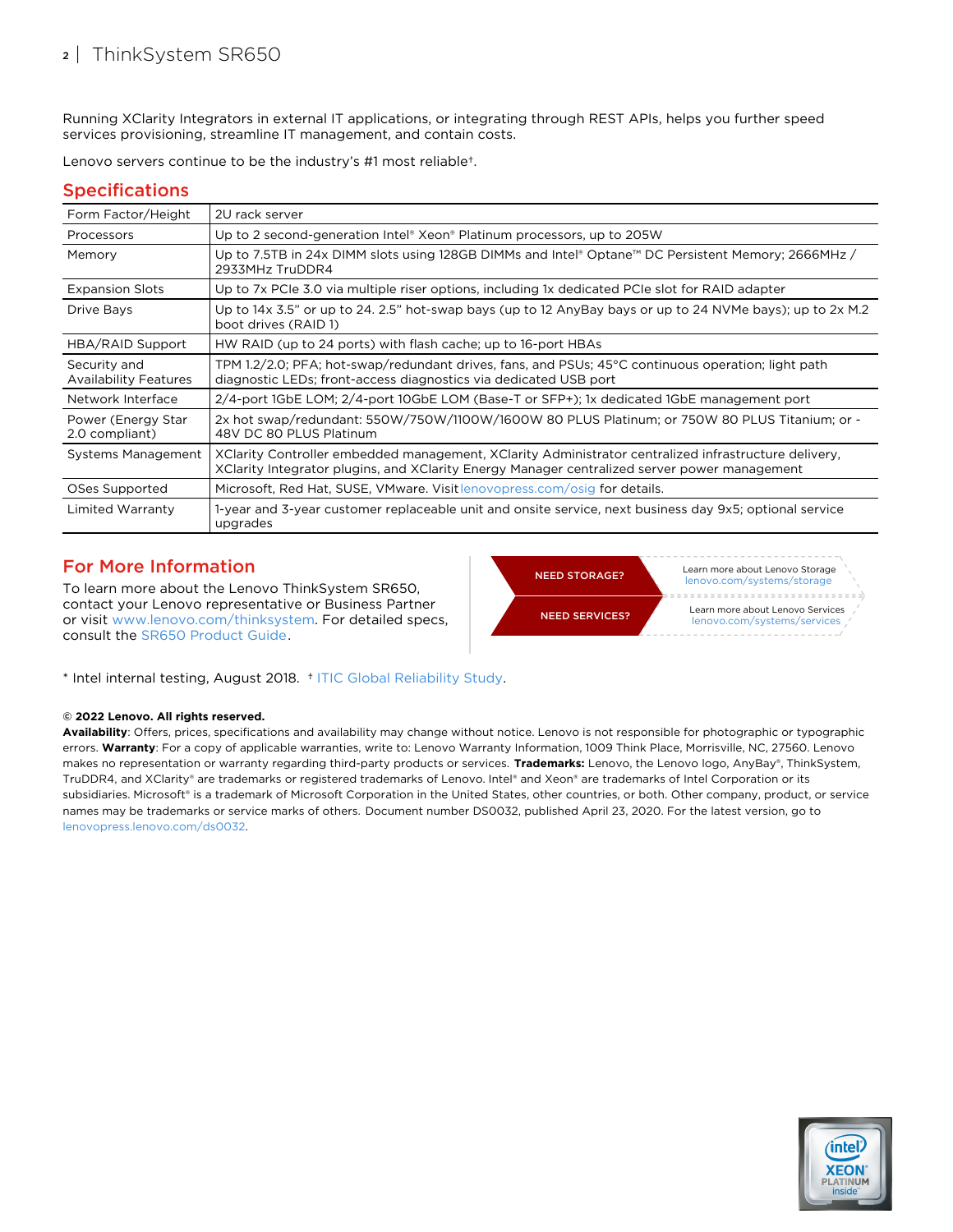Running XClarity Integrators in external IT applications, or integrating through REST APIs, helps you further speed services provisioning, streamline IT management, and contain costs.

Lenovo servers continue to be the industry's #1 most reliable†.

## Specifications

| | |
|---|---|
| Form Factor/Height | 2U rack server |
| Processors | Up to 2 second-generation Intel® Xeon® Platinum processors, up to 205W |
| Memory | Up to 7.5TB in 24x DIMM slots using 128GB DIMMs and Intel® Optane™ DC Persistent Memory; 2666MHz / 2933MHz TruDDR4 |
| Expansion Slots | Up to 7x PCIe 3.0 via multiple riser options, including 1x dedicated PCIe slot for RAID adapter |
| Drive Bays | Up to 14x 3.5" or up to 24. 2.5" hot-swap bays (up to 12 AnyBay bays or up to 24 NVMe bays); up to 2x M.2 boot drives (RAID 1) |
| HBA/RAID Support | HW RAID (up to 24 ports) with flash cache; up to 16-port HBAs |
| Security and Availability Features | TPM 1.2/2.0; PFA; hot-swap/redundant drives, fans, and PSUs; 45°C continuous operation; light path diagnostic LEDs; front-access diagnostics via dedicated USB port |
| Network Interface | 2/4-port 1GbE LOM; 2/4-port 10GbE LOM (Base-T or SFP+); 1x dedicated 1GbE management port |
| Power (Energy Star 2.0 compliant) | 2x hot swap/redundant: 550W/750W/1100W/1600W 80 PLUS Platinum; or 750W 80 PLUS Titanium; or -48V DC 80 PLUS Platinum |
| Systems Management | XClarity Controller embedded management, XClarity Administrator centralized infrastructure delivery, XClarity Integrator plugins, and XClarity Energy Manager centralized server power management |
| OSes Supported | Microsoft, Red Hat, SUSE, VMware. Visit lenovopress.com/osig for details. |
| Limited Warranty | 1-year and 3-year customer replaceable unit and onsite service, next business day 9x5; optional service upgrades |

## For More Information

To learn more about the Lenovo ThinkSystem SR650, contact your Lenovo representative or Business Partner or visit www.lenovo.com/thinksystem. For detailed specs, consult the SR650 Product Guide.

**NEED STORAGE?** Learn more about Lenovo Storage lenovo.com/systems/storage

**NEED SERVICES?** Learn more about Lenovo Services lenovo.com/systems/services

* Intel internal testing, August 2018. † ITIC Global Reliability Study.

**© 2022 Lenovo. All rights reserved.**

**Availability**: Offers, prices, specifications and availability may change without notice. Lenovo is not responsible for photographic or typographic errors. **Warranty**: For a copy of applicable warranties, write to: Lenovo Warranty Information, 1009 Think Place, Morrisville, NC, 27560. Lenovo makes no representation or warranty regarding third-party products or services. **Trademarks:** Lenovo, the Lenovo logo, AnyBay®, ThinkSystem, TruDDR4, and XClarity® are trademarks or registered trademarks of Lenovo. Intel® and Xeon® are trademarks of Intel Corporation or its subsidiaries. Microsoft® is a trademark of Microsoft Corporation in the United States, other countries, or both. Other company, product, or service names may be trademarks or service marks of others. Document number DS0032, published April 23, 2020. For the latest version, go to lenovopress.lenovo.com/ds0032.